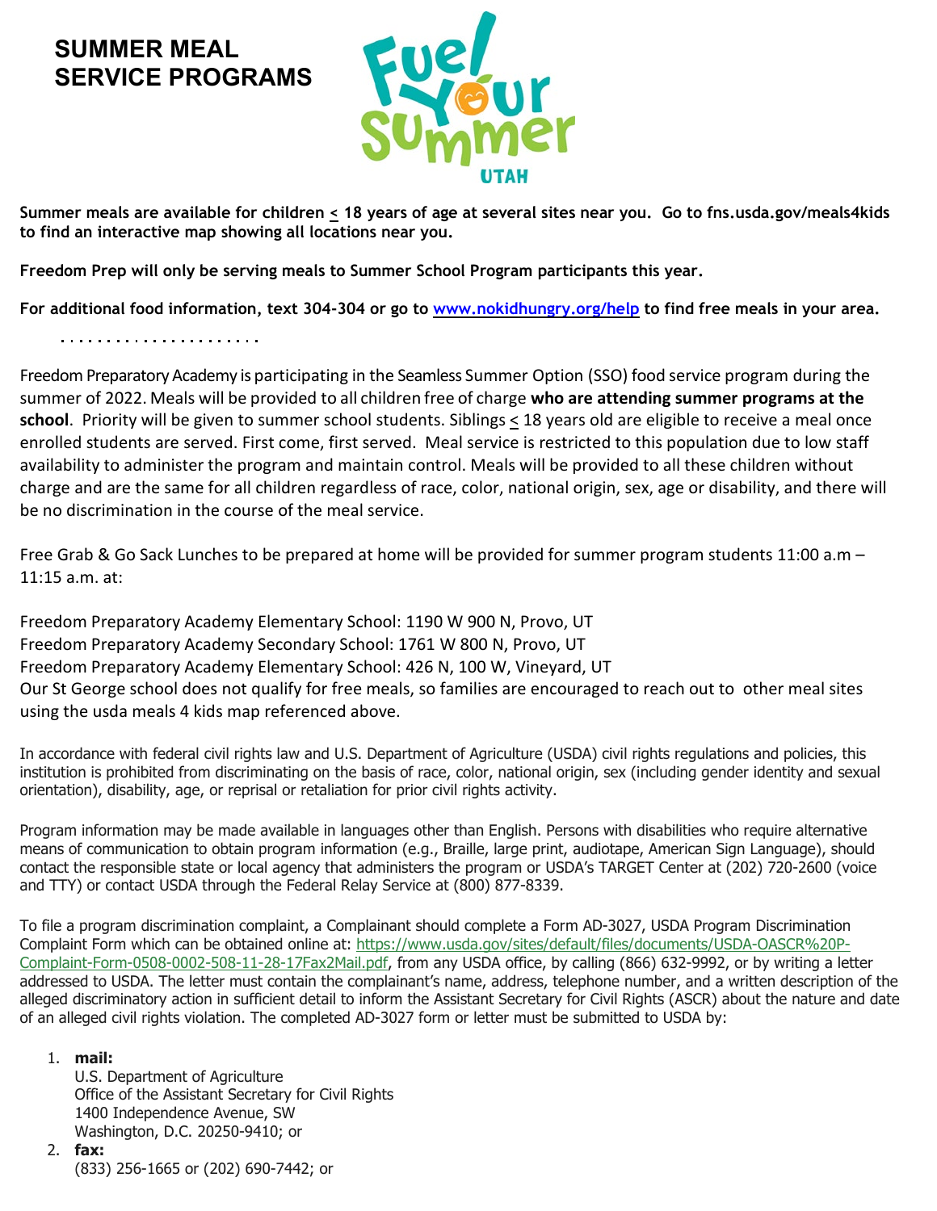# SUMMER MEAL SERVICE PROGRAMS

Fuel Your Summer UTAH

**Summer meals are available for children ≤ 18 years of age at several sites near you. Go to fns.usda.gov/meals4kids to find an interactive map showing all locations near you.**

**Freedom Prep will only be serving meals to Summer School Program participants this year.**

**For additional food information, text 304-304 or go to [www.nokidhungry.org/help](www.nokidhungry.org/help) to find free meals in your area.**

Freedom Preparatory Academy is participating in the Seamless Summer Option (SSO) food service program during the summer of 2022. Meals will be provided to all children free of charge **who are attending summer programs at the school**. Priority will be given to summer school students. Siblings ≤ 18 years old are eligible to receive a meal once enrolled students are served. First come, first served. Meal service is restricted to this population due to low staff availability to administer the program and maintain control. Meals will be provided to all these children without charge and are the same for all children regardless of race, color, national origin, sex, age or disability, and there will be no discrimination in the course of the meal service.

Free Grab & Go Sack Lunches to be prepared at home will be provided for summer program students 11:00 a.m – 11:15 a.m. at:

Freedom Preparatory Academy Elementary School: 1190 W 900 N, Provo, UT
Freedom Preparatory Academy Secondary School: 1761 W 800 N, Provo, UT
Freedom Preparatory Academy Elementary School: 426 N, 100 W, Vineyard, UT
Our St George school does not qualify for free meals, so families are encouraged to reach out to other meal sites using the usda meals 4 kids map referenced above.

In accordance with federal civil rights law and U.S. Department of Agriculture (USDA) civil rights regulations and policies, this institution is prohibited from discriminating on the basis of race, color, national origin, sex (including gender identity and sexual orientation), disability, age, or reprisal or retaliation for prior civil rights activity.

Program information may be made available in languages other than English. Persons with disabilities who require alternative means of communication to obtain program information (e.g., Braille, large print, audiotape, American Sign Language), should contact the responsible state or local agency that administers the program or USDA's TARGET Center at (202) 720-2600 (voice and TTY) or contact USDA through the Federal Relay Service at (800) 877-8339.

To file a program discrimination complaint, a Complainant should complete a Form AD-3027, USDA Program Discrimination Complaint Form which can be obtained online at: [https://www.usda.gov/sites/default/files/documents/USDA-OASCR%20P-Complaint-Form-0508-0002-508-11-28-17Fax2Mail.pdf](https://www.usda.gov/sites/default/files/documents/USDA-OASCR%20P-Complaint-Form-0508-0002-508-11-28-17Fax2Mail.pdf), from any USDA office, by calling (866) 632-9992, or by writing a letter addressed to USDA. The letter must contain the complainant's name, address, telephone number, and a written description of the alleged discriminatory action in sufficient detail to inform the Assistant Secretary for Civil Rights (ASCR) about the nature and date of an alleged civil rights violation. The completed AD-3027 form or letter must be submitted to USDA by:

1. **mail:**
   U.S. Department of Agriculture
   Office of the Assistant Secretary for Civil Rights
   1400 Independence Avenue, SW
   Washington, D.C. 20250-9410; or
2. **fax:**
   (833) 256-1665 or (202) 690-7442; or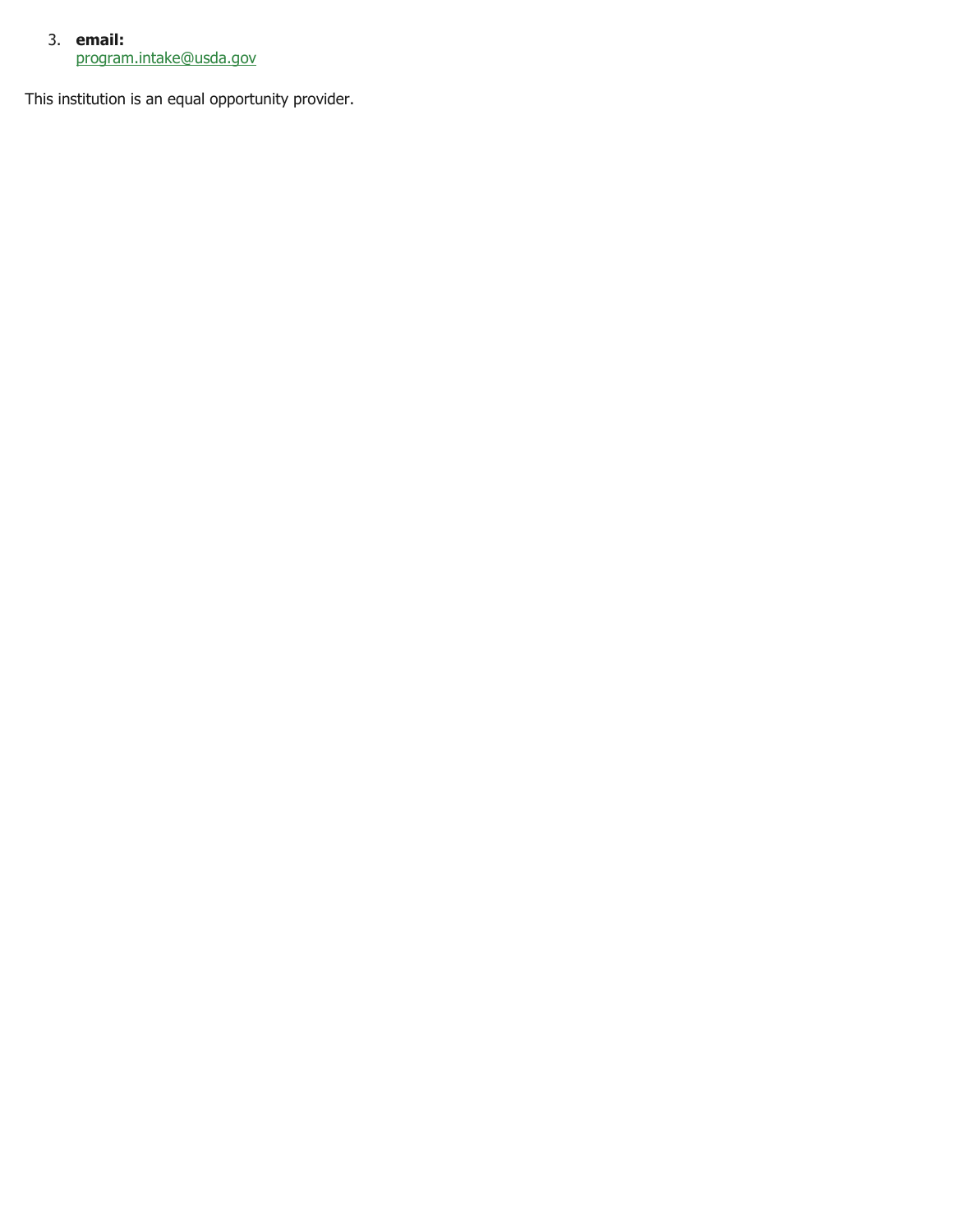3. **email:**
   program.intake@usda.gov

This institution is an equal opportunity provider.